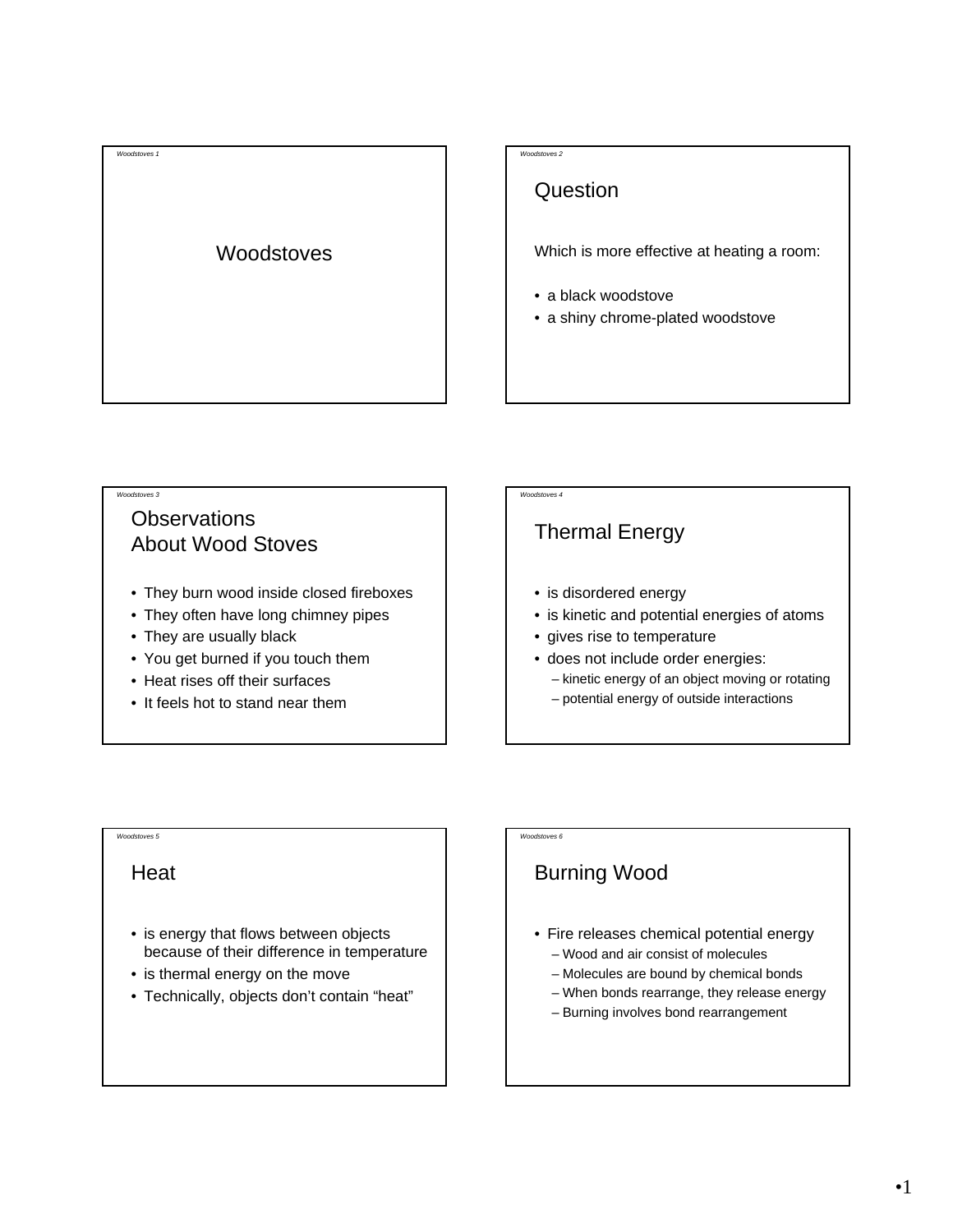# Woodstoves

## Question

Which is more effective at heating a room:

- a black woodstove
- a shiny chrome-plated woodstove

## Observations About Wood Stoves

- They burn wood inside closed fireboxes
- They often have long chimney pipes
- They are usually black
- You get burned if you touch them
- Heat rises off their surfaces
- It feels hot to stand near them

## Thermal Energy

- is disordered energy
- is kinetic and potential energies of atoms
- gives rise to temperature
- does not include order energies:
  - kinetic energy of an object moving or rotating
  - potential energy of outside interactions

## Heat

- is energy that flows between objects because of their difference in temperature
- is thermal energy on the move
- Technically, objects don't contain "heat"

## Burning Wood

- Fire releases chemical potential energy
  - Wood and air consist of molecules
  - Molecules are bound by chemical bonds
  - When bonds rearrange, they release energy
  - Burning involves bond rearrangement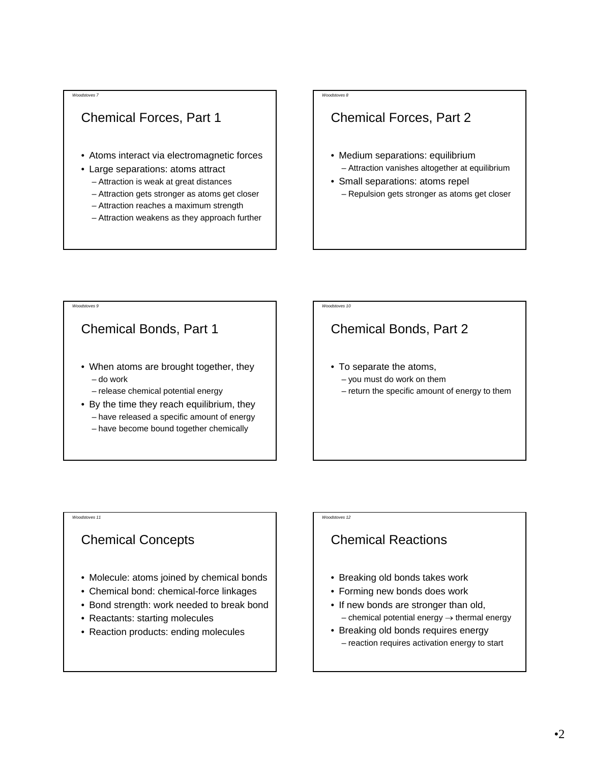## Chemical Forces, Part 1

- Atoms interact via electromagnetic forces
- Large separations: atoms attract
  - Attraction is weak at great distances
  - Attraction gets stronger as atoms get closer
  - Attraction reaches a maximum strength
  - Attraction weakens as they approach further

## Chemical Forces, Part 2

- Medium separations: equilibrium
  - Attraction vanishes altogether at equilibrium
- Small separations: atoms repel
  - Repulsion gets stronger as atoms get closer

## Chemical Bonds, Part 1

- When atoms are brought together, they
  - do work
  - release chemical potential energy
- By the time they reach equilibrium, they
  - have released a specific amount of energy
  - have become bound together chemically

## Chemical Bonds, Part 2

- To separate the atoms,
  - you must do work on them
  - return the specific amount of energy to them

## Chemical Concepts

- Molecule: atoms joined by chemical bonds
- Chemical bond: chemical-force linkages
- Bond strength: work needed to break bond
- Reactants: starting molecules
- Reaction products: ending molecules

## Chemical Reactions

- Breaking old bonds takes work
- Forming new bonds does work
- If new bonds are stronger than old,
  - chemical potential energy $\rightarrow$ thermal energy
- Breaking old bonds requires energy
  - reaction requires activation energy to start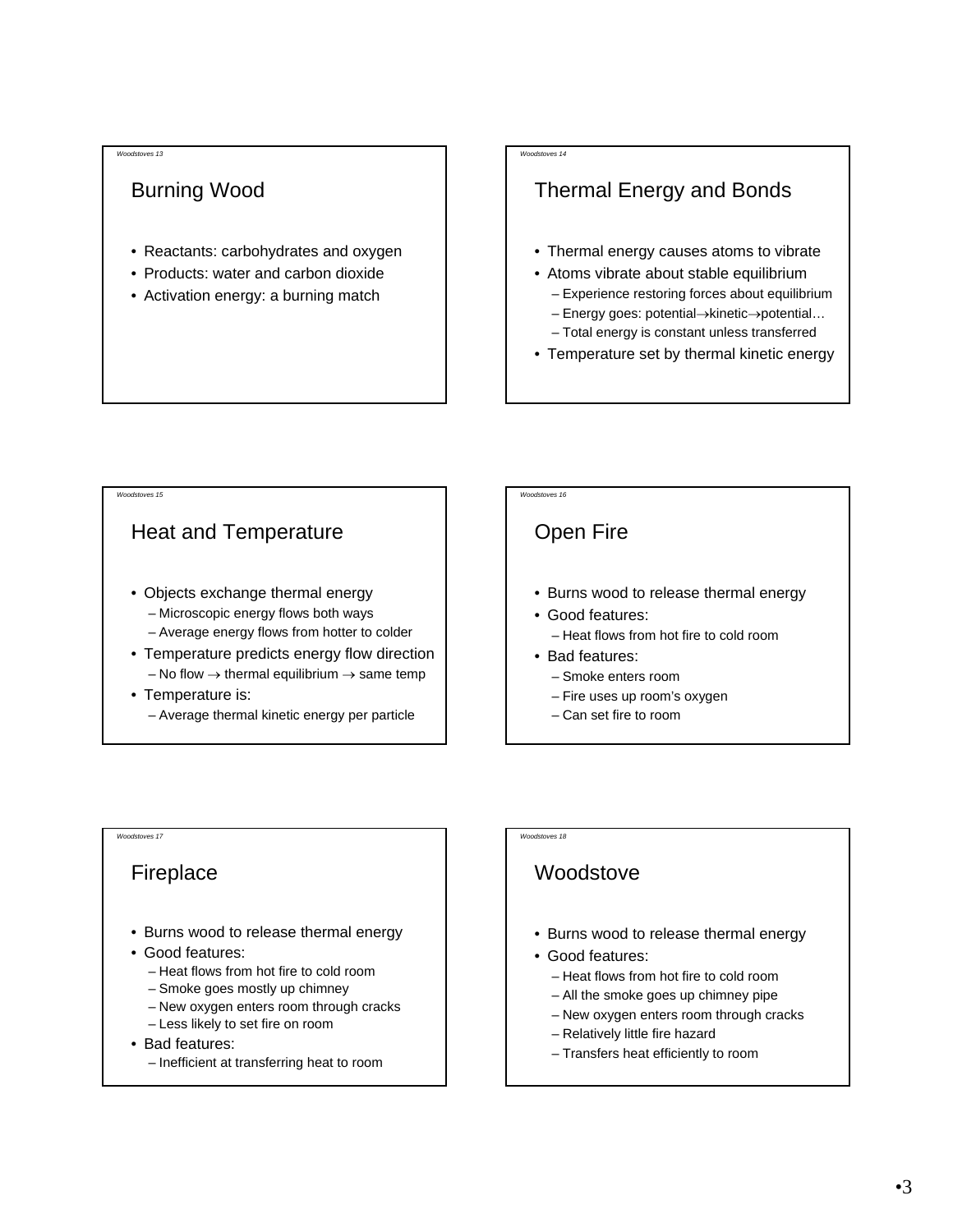## Burning Wood

- Reactants: carbohydrates and oxygen
- Products: water and carbon dioxide
- Activation energy: a burning match

## Thermal Energy and Bonds

- Thermal energy causes atoms to vibrate
- Atoms vibrate about stable equilibrium
  - Experience restoring forces about equilibrium
  - Energy goes: potential→kinetic→potential…
  - Total energy is constant unless transferred
- Temperature set by thermal kinetic energy

## Heat and Temperature

- Objects exchange thermal energy
  - Microscopic energy flows both ways
  - Average energy flows from hotter to colder
- Temperature predicts energy flow direction
  - No flow → thermal equilibrium → same temp
- Temperature is:
  - Average thermal kinetic energy per particle

## Open Fire

- Burns wood to release thermal energy
- Good features:
  - Heat flows from hot fire to cold room
- Bad features:
  - Smoke enters room
  - Fire uses up room's oxygen
  - Can set fire to room

## Fireplace

- Burns wood to release thermal energy
- Good features:
  - Heat flows from hot fire to cold room
  - Smoke goes mostly up chimney
  - New oxygen enters room through cracks
  - Less likely to set fire on room
- Bad features:
  - Inefficient at transferring heat to room

## Woodstove

- Burns wood to release thermal energy
- Good features:
  - Heat flows from hot fire to cold room
  - All the smoke goes up chimney pipe
  - New oxygen enters room through cracks
  - Relatively little fire hazard
  - Transfers heat efficiently to room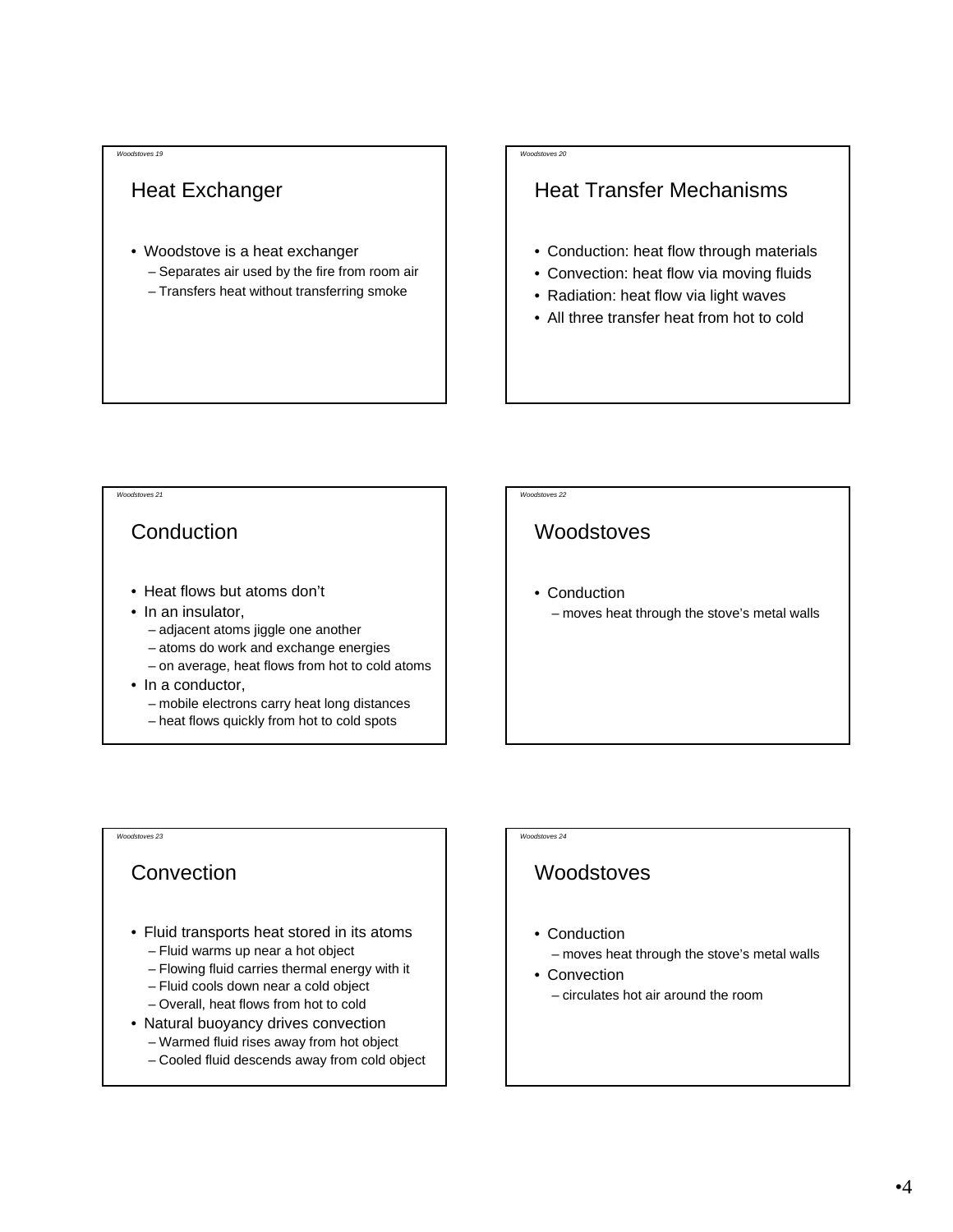## Heat Exchanger

- Woodstove is a heat exchanger
  - Separates air used by the fire from room air
  - Transfers heat without transferring smoke

## Heat Transfer Mechanisms

- Conduction: heat flow through materials
- Convection: heat flow via moving fluids
- Radiation: heat flow via light waves
- All three transfer heat from hot to cold

## Conduction

- Heat flows but atoms don't
- In an insulator,
  - adjacent atoms jiggle one another
  - atoms do work and exchange energies
  - on average, heat flows from hot to cold atoms
- In a conductor,
  - mobile electrons carry heat long distances
  - heat flows quickly from hot to cold spots

## Woodstoves

- Conduction
  - moves heat through the stove's metal walls

## Convection

- Fluid transports heat stored in its atoms
  - Fluid warms up near a hot object
  - Flowing fluid carries thermal energy with it
  - Fluid cools down near a cold object
  - Overall, heat flows from hot to cold
- Natural buoyancy drives convection
  - Warmed fluid rises away from hot object
  - Cooled fluid descends away from cold object

## Woodstoves

- Conduction
  - moves heat through the stove's metal walls
- Convection
  - circulates hot air around the room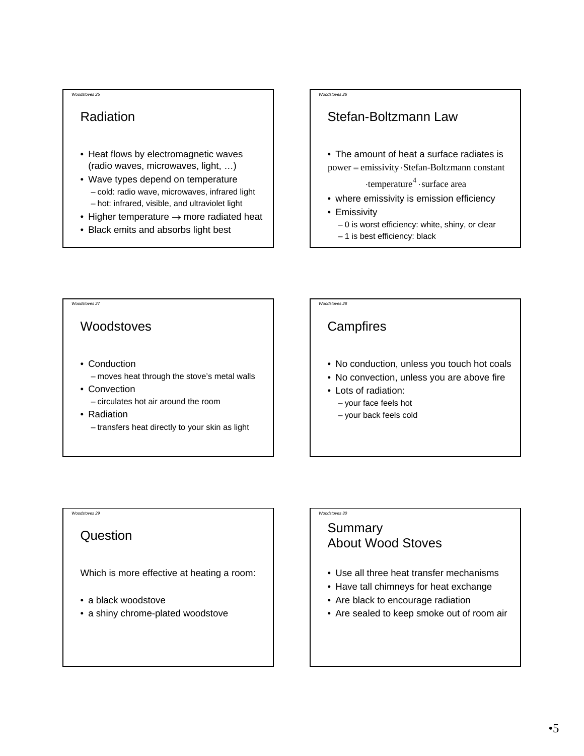## Radiation

- Heat flows by electromagnetic waves (radio waves, microwaves, light, …)
- Wave types depend on temperature
  - cold: radio wave, microwaves, infrared light
  - hot: infrared, visible, and ultraviolet light
- Higher temperature $\rightarrow$ more radiated heat
- Black emits and absorbs light best

## Stefan-Boltzmann Law

- The amount of heat a surface radiates is

$$\text{power} = \text{emissivity} \cdot \text{Stefan-Boltzmann constant} \cdot \text{temperature}^4 \cdot \text{surface area}$$

- where emissivity is emission efficiency
- Emissivity
  - 0 is worst efficiency: white, shiny, or clear
  - 1 is best efficiency: black

## Woodstoves

- Conduction
  - moves heat through the stove's metal walls
- Convection
  - circulates hot air around the room
- Radiation
  - transfers heat directly to your skin as light

## Campfires

- No conduction, unless you touch hot coals
- No convection, unless you are above fire
- Lots of radiation:
  - your face feels hot
  - your back feels cold

## Question

Which is more effective at heating a room:

- a black woodstove
- a shiny chrome-plated woodstove

## Summary About Wood Stoves

- Use all three heat transfer mechanisms
- Have tall chimneys for heat exchange
- Are black to encourage radiation
- Are sealed to keep smoke out of room air